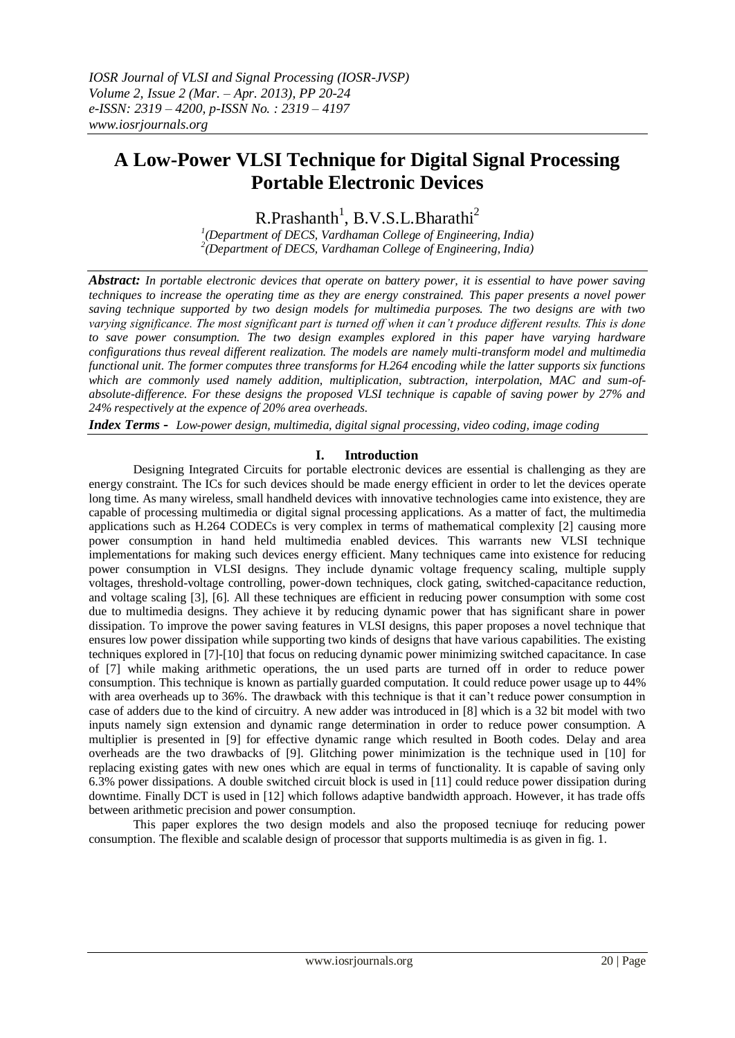# A Low-Power VLSI Technique for Digital Signal Processing Portable Electronic Devices

R.Prashanth[1], B.V.S.L.Bharathi[2]

[1](Department of DECS, Vardhaman College of Engineering, India)
[2](Department of DECS, Vardhaman College of Engineering, India)

***Abstract:*** *In portable electronic devices that operate on battery power, it is essential to have power saving techniques to increase the operating time as they are energy constrained. This paper presents a novel power saving technique supported by two design models for multimedia purposes. The two designs are with two varying significance. The most significant part is turned off when it can't produce different results. This is done to save power consumption. The two design examples explored in this paper have varying hardware configurations thus reveal different realization. The models are namely multi-transform model and multimedia functional unit. The former computes three transforms for H.264 encoding while the latter supports six functions which are commonly used namely addition, multiplication, subtraction, interpolation, MAC and sum-of-absolute-difference. For these designs the proposed VLSI technique is capable of saving power by 27% and 24% respectively at the expence of 20% area overheads.*

***Index Terms -*** *Low-power design, multimedia, digital signal processing, video coding, image coding*

## I. Introduction

Designing Integrated Circuits for portable electronic devices are essential is challenging as they are energy constraint. The ICs for such devices should be made energy efficient in order to let the devices operate long time. As many wireless, small handheld devices with innovative technologies came into existence, they are capable of processing multimedia or digital signal processing applications. As a matter of fact, the multimedia applications such as H.264 CODECs is very complex in terms of mathematical complexity [2] causing more power consumption in hand held multimedia enabled devices. This warrants new VLSI technique implementations for making such devices energy efficient. Many techniques came into existence for reducing power consumption in VLSI designs. They include dynamic voltage frequency scaling, multiple supply voltages, threshold-voltage controlling, power-down techniques, clock gating, switched-capacitance reduction, and voltage scaling [3], [6]. All these techniques are efficient in reducing power consumption with some cost due to multimedia designs. They achieve it by reducing dynamic power that has significant share in power dissipation. To improve the power saving features in VLSI designs, this paper proposes a novel technique that ensures low power dissipation while supporting two kinds of designs that have various capabilities. The existing techniques explored in [7]-[10] that focus on reducing dynamic power minimizing switched capacitance. In case of [7] while making arithmetic operations, the un used parts are turned off in order to reduce power consumption. This technique is known as partially guarded computation. It could reduce power usage up to 44% with area overheads up to 36%. The drawback with this technique is that it can't reduce power consumption in case of adders due to the kind of circuitry. A new adder was introduced in [8] which is a 32 bit model with two inputs namely sign extension and dynamic range determination in order to reduce power consumption. A multiplier is presented in [9] for effective dynamic range which resulted in Booth codes. Delay and area overheads are the two drawbacks of [9]. Glitching power minimization is the technique used in [10] for replacing existing gates with new ones which are equal in terms of functionality. It is capable of saving only 6.3% power dissipations. A double switched circuit block is used in [11] could reduce power dissipation during downtime. Finally DCT is used in [12] which follows adaptive bandwidth approach. However, it has trade offs between arithmetic precision and power consumption.

This paper explores the two design models and also the proposed tecniuqe for reducing power consumption. The flexible and scalable design of processor that supports multimedia is as given in fig. 1.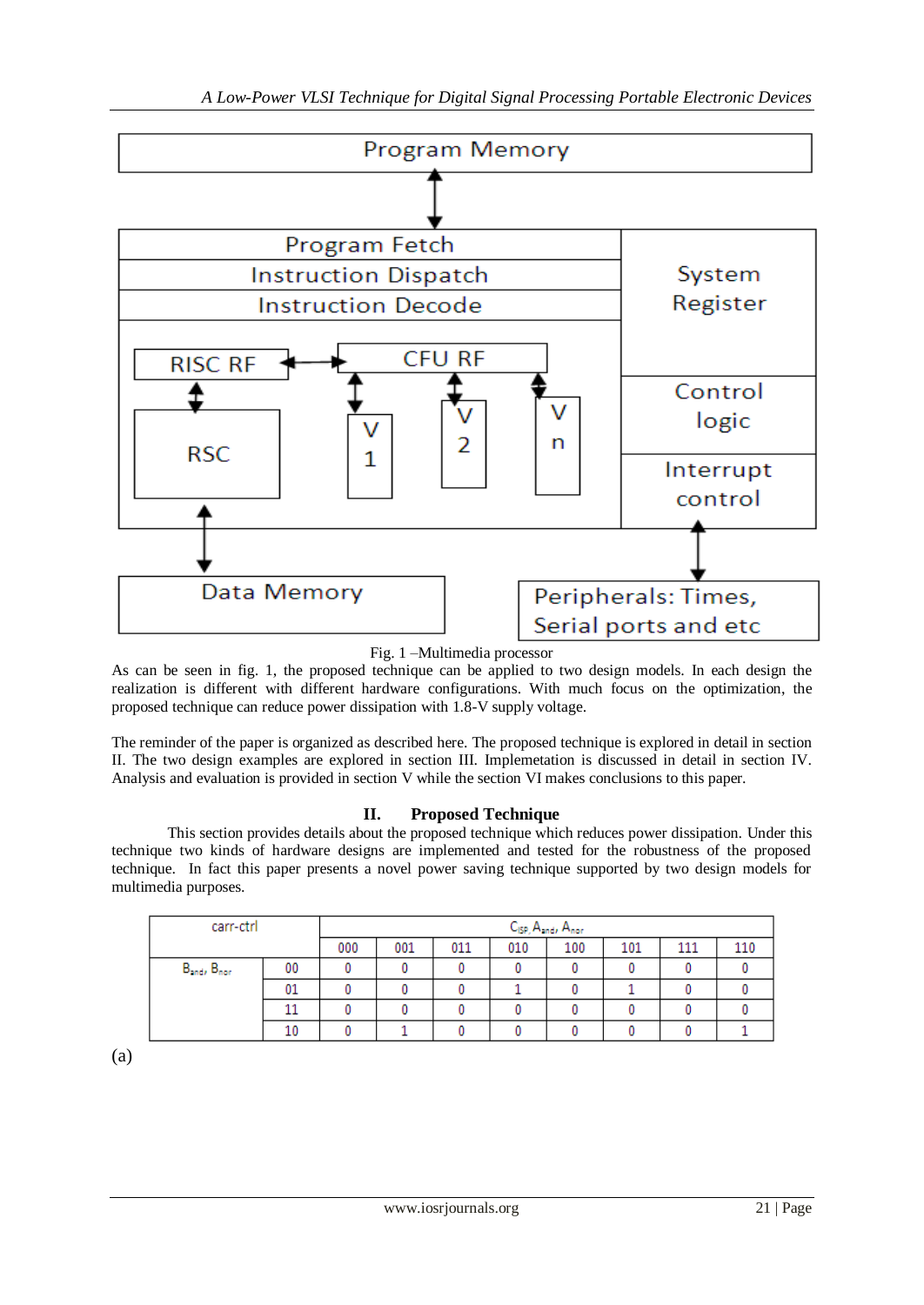Program Memory

Program Fetch

Instruction Dispatch

Instruction Decode

System Register

RISC RF

CFU RF

RSC

V 1

V 2

V n

Control logic

Interrupt control

Data Memory

Peripherals: Times, Serial ports and etc

Fig. 1 –Multimedia processor

As can be seen in fig. 1, the proposed technique can be applied to two design models. In each design the realization is different with different hardware configurations. With much focus on the optimization, the proposed technique can reduce power dissipation with 1.8-V supply voltage.

The reminder of the paper is organized as described here. The proposed technique is explored in detail in section II. The two design examples are explored in section III. Implemetation is discussed in detail in section IV. Analysis and evaluation is provided in section V while the section VI makes conclusions to this paper.

## II. Proposed Technique

This section provides details about the proposed technique which reduces power dissipation. Under this technique two kinds of hardware designs are implemented and tested for the robustness of the proposed technique. In fact this paper presents a novel power saving technique supported by two design models for multimedia purposes.

| carr-ctrl | | $C_{isp}$, $A_{and}$, $A_{nor}$ | | | | | | | |
|---|---|---|---|---|---|---|---|---|---|
| | | 000 | 001 | 011 | 010 | 100 | 101 | 111 | 110 |
| $B_{and}$, $B_{nor}$ | 00 | 0 | 0 | 0 | 0 | 0 | 0 | 0 | 0 |
| | 01 | 0 | 0 | 0 | 1 | 0 | 1 | 0 | 0 |
| | 11 | 0 | 0 | 0 | 0 | 0 | 0 | 0 | 0 |
| | 10 | 0 | 1 | 0 | 0 | 0 | 0 | 0 | 1 |

(a)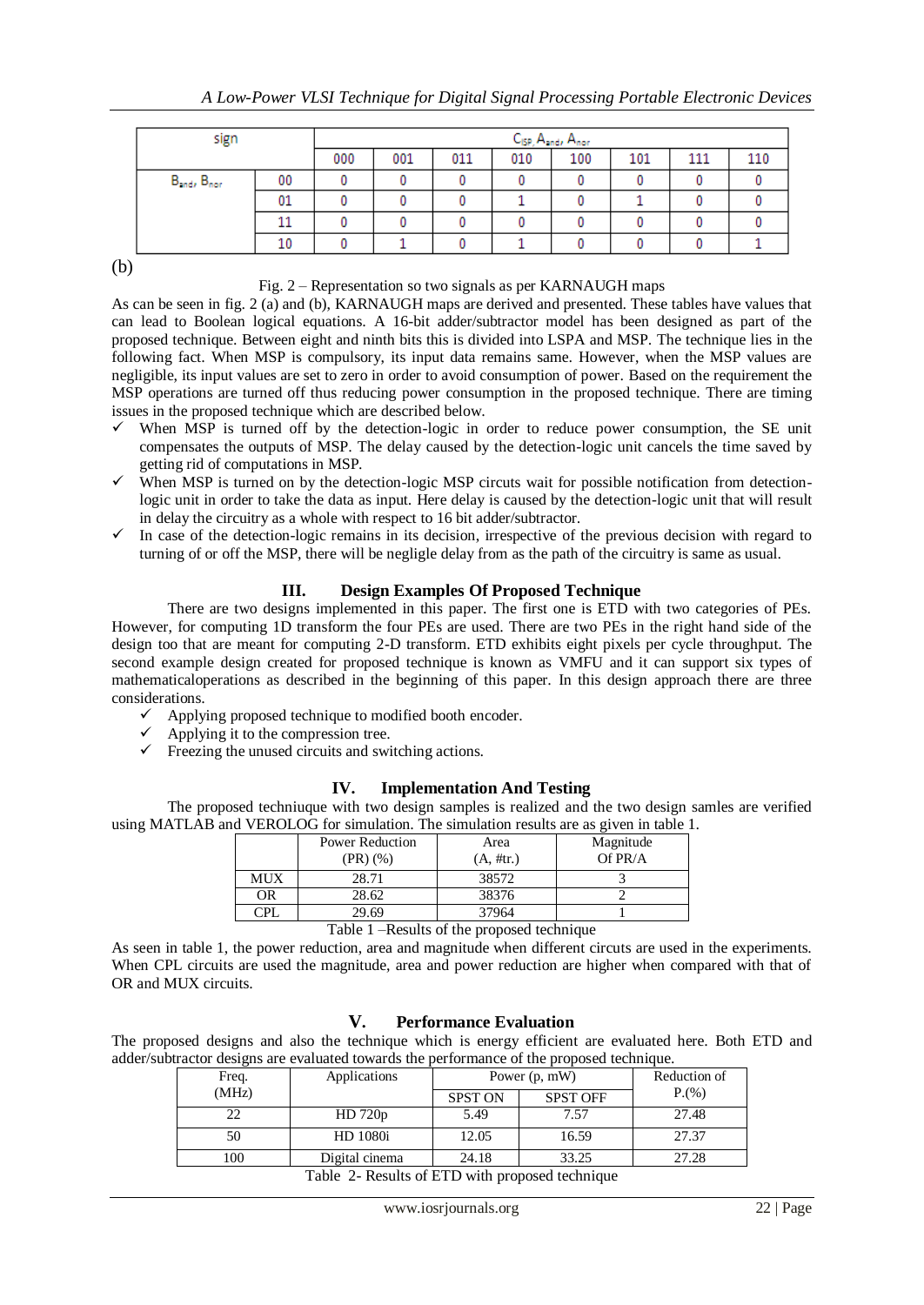| sign | | $C_{lSP}, A_{and}, A_{nor}$ | | | | | | | |
|---|---|---|---|---|---|---|---|---|---|
| | | 000 | 001 | 011 | 010 | 100 | 101 | 111 | 110 |
| $B_{and}, B_{nor}$ | 00 | 0 | 0 | 0 | 0 | 0 | 0 | 0 | 0 |
| | 01 | 0 | 0 | 0 | 1 | 0 | 1 | 0 | 0 |
| | 11 | 0 | 0 | 0 | 0 | 0 | 0 | 0 | 0 |
| | 10 | 0 | 1 | 0 | 1 | 0 | 0 | 0 | 1 |

(b)

Fig. 2 – Representation so two signals as per KARNAUGH maps

As can be seen in fig. 2 (a) and (b), KARNAUGH maps are derived and presented. These tables have values that can lead to Boolean logical equations. A 16-bit adder/subtractor model has been designed as part of the proposed technique. Between eight and ninth bits this is divided into LSPA and MSP. The technique lies in the following fact. When MSP is compulsory, its input data remains same. However, when the MSP values are negligible, its input values are set to zero in order to avoid consumption of power. Based on the requirement the MSP operations are turned off thus reducing power consumption in the proposed technique. There are timing issues in the proposed technique which are described below.

- ✓ When MSP is turned off by the detection-logic in order to reduce power consumption, the SE unit compensates the outputs of MSP. The delay caused by the detection-logic unit cancels the time saved by getting rid of computations in MSP.
- ✓ When MSP is turned on by the detection-logic MSP circuits wait for possible notification from detection-logic unit in order to take the data as input. Here delay is caused by the detection-logic unit that will result in delay the circuitry as a whole with respect to 16 bit adder/subtractor.
- ✓ In case of the detection-logic remains in its decision, irrespective of the previous decision with regard to turning of or off the MSP, there will be negligle delay from as the path of the circuitry is same as usual.

## III. Design Examples Of Proposed Technique

There are two designs implemented in this paper. The first one is ETD with two categories of PEs. However, for computing 1D transform the four PEs are used. There are two PEs in the right hand side of the design too that are meant for computing 2-D transform. ETD exhibits eight pixels per cycle throughput. The second example design created for proposed technique is known as VMFU and it can support six types of mathematicaloperations as described in the beginning of this paper. In this design approach there are three considerations.

- ✓ Applying proposed technique to modified booth encoder.
- ✓ Applying it to the compression tree.
- ✓ Freezing the unused circuits and switching actions.

## IV. Implementation And Testing

The proposed techniuque with two design samples is realized and the two design samles are verified using MATLAB and VEROLOG for simulation. The simulation results are as given in table 1.

| | Power Reduction (PR) (%) | Area (A, #tr.) | Magnitude Of PR/A |
|---|---|---|---|
| MUX | 28.71 | 38572 | 3 |
| OR | 28.62 | 38376 | 2 |
| CPL | 29.69 | 37964 | 1 |

Table 1 –Results of the proposed technique

As seen in table 1, the power reduction, area and magnitude when different circuts are used in the experiments. When CPL circuits are used the magnitude, area and power reduction are higher when compared with that of OR and MUX circuits.

## V. Performance Evaluation

The proposed designs and also the technique which is energy efficient are evaluated here. Both ETD and adder/subtractor designs are evaluated towards the performance of the proposed technique.

| Freq. (MHz) | Applications | Power (p, mW) | | Reduction of P.(%) |
|---|---|---|---|---|
| | | SPST ON | SPST OFF | |
| 22 | HD 720p | 5.49 | 7.57 | 27.48 |
| 50 | HD 1080i | 12.05 | 16.59 | 27.37 |
| 100 | Digital cinema | 24.18 | 33.25 | 27.28 |

Table 2- Results of ETD with proposed technique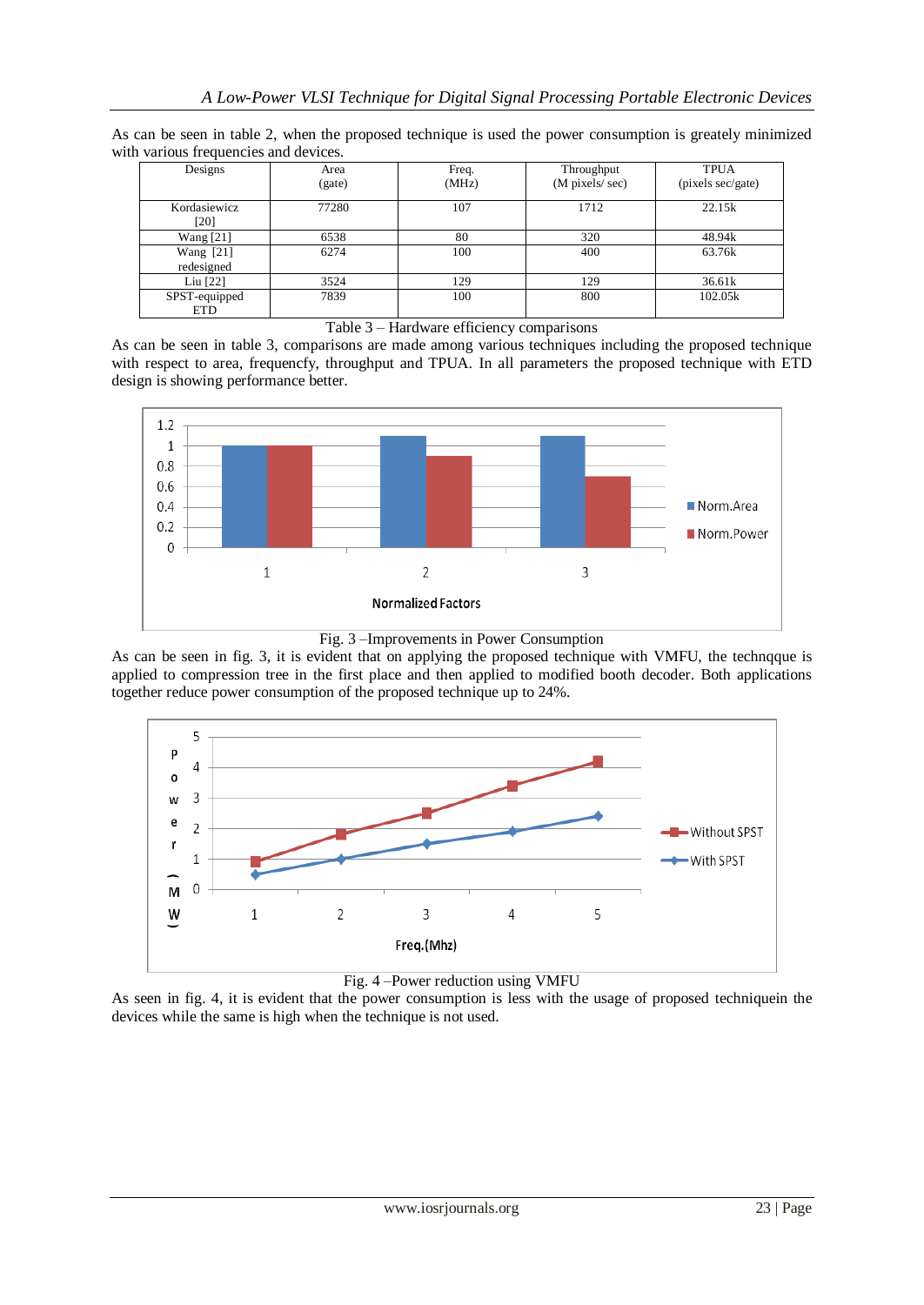As can be seen in table 2, when the proposed technique is used the power consumption is greatly minimized with various frequencies and devices.

| Designs | Area (gate) | Freq. (MHz) | Throughput (M pixels/ sec) | TPUA (pixels sec/gate) |
|---|---|---|---|---|
| Kordasiewicz [20] | 77280 | 107 | 1712 | 22.15k |
| Wang [21] | 6538 | 80 | 320 | 48.94k |
| Wang [21] redesigned | 6274 | 100 | 400 | 63.76k |
| Liu [22] | 3524 | 129 | 129 | 36.61k |
| SPST-equipped ETD | 7839 | 100 | 800 | 102.05k |

Table 3 – Hardware efficiency comparisons

As can be seen in table 3, comparisons are made among various techniques including the proposed technique with respect to area, frequencfy, throughput and TPUA. In all parameters the proposed technique with ETD design is showing performance better.

1.2
1
0.8
0.6
0.4
0.2
0
1
2
3
Normalized Factors
Norm.Area
Norm.Power

Fig. 3 –Improvements in Power Consumption

As can be seen in fig. 3, it is evident that on applying the proposed technique with VMFU, the technqque is applied to compression tree in the first place and then applied to modified booth decoder. Both applications together reduce power consumption of the proposed technique up to 24%.

Power (MW)
5
4
3
2
1
0
1
2
3
4
5
Freq.(Mhz)
Without SPST
With SPST

Fig. 4 –Power reduction using VMFU

As seen in fig. 4, it is evident that the power consumption is less with the usage of proposed techniquein the devices while the same is high when the technique is not used.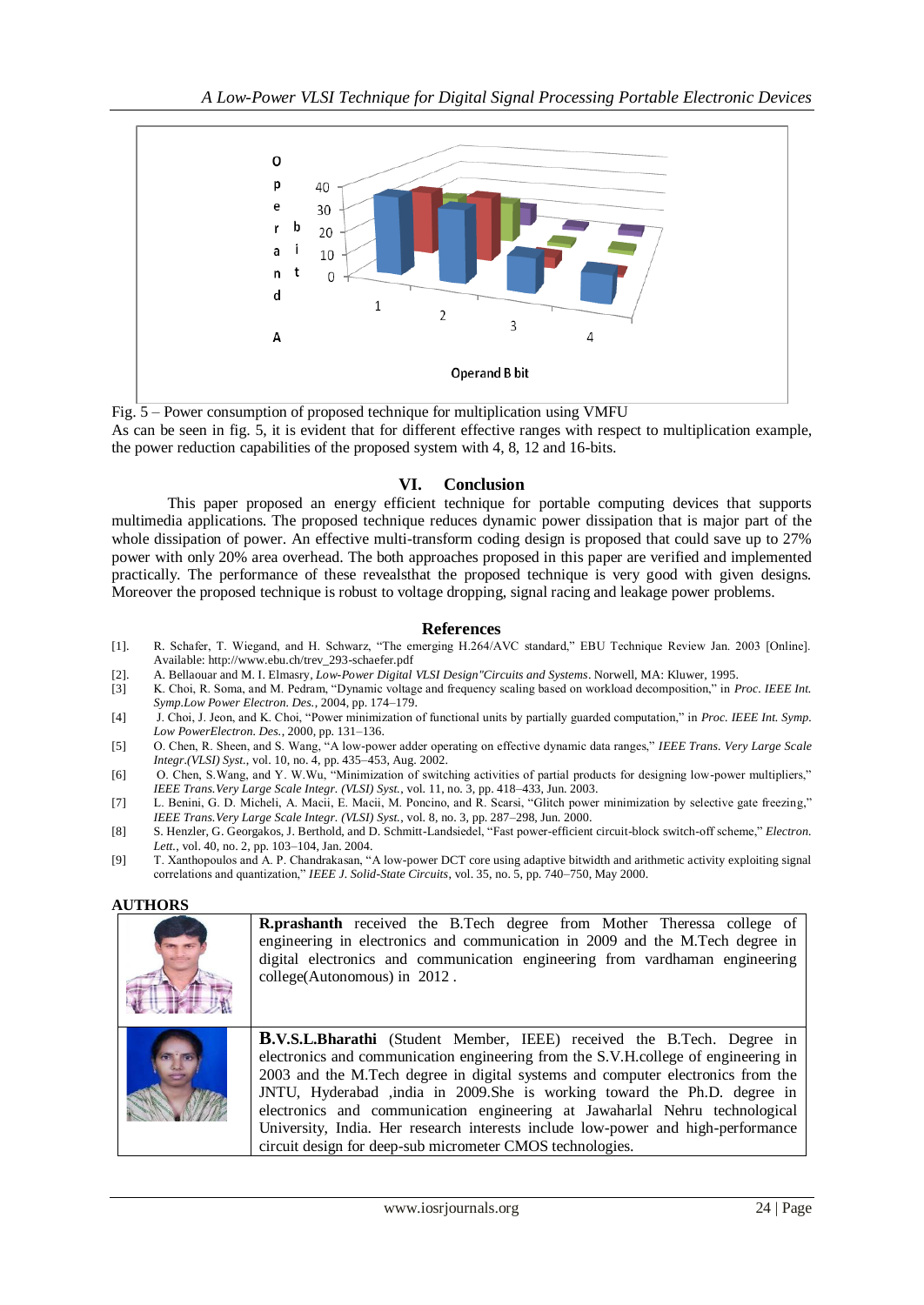Operand A bit

40
30
20
10
0

1
2
3
4

Operand B bit

Fig. 5 – Power consumption of proposed technique for multiplication using VMFU

As can be seen in fig. 5, it is evident that for different effective ranges with respect to multiplication example, the power reduction capabilities of the proposed system with 4, 8, 12 and 16-bits.

## VI. Conclusion

This paper proposed an energy efficient technique for portable computing devices that supports multimedia applications. The proposed technique reduces dynamic power dissipation that is major part of the whole dissipation of power. An effective multi-transform coding design is proposed that could save up to 27% power with only 20% area overhead. The both approaches proposed in this paper are verified and implemented practically. The performance of these revealsthat the proposed technique is very good with given designs. Moreover the proposed technique is robust to voltage dropping, signal racing and leakage power problems.

## References

[1]. R. Schafer, T. Wiegand, and H. Schwarz, "The emerging H.264/AVC standard," EBU Technique Review Jan. 2003 [Online]. Available: http://www.ebu.ch/trev_293-schaefer.pdf

[2]. A. Bellaouar and M. I. Elmasry, *Low-Power Digital VLSI Design"Circuits and Systems*. Norwell, MA: Kluwer, 1995.

[3] K. Choi, R. Soma, and M. Pedram, "Dynamic voltage and frequency scaling based on workload decomposition," in *Proc. IEEE Int. Symp.Low Power Electron. Des.*, 2004, pp. 174–179.

[4] J. Choi, J. Jeon, and K. Choi, "Power minimization of functional units by partially guarded computation," in *Proc. IEEE Int. Symp. Low PowerElectron. Des.*, 2000, pp. 131–136.

[5] O. Chen, R. Sheen, and S. Wang, "A low-power adder operating on effective dynamic data ranges," *IEEE Trans. Very Large Scale Integr.(VLSI) Syst.*, vol. 10, no. 4, pp. 435–453, Aug. 2002.

[6] O. Chen, S.Wang, and Y. W.Wu, "Minimization of switching activities of partial products for designing low-power multipliers," *IEEE Trans.Very Large Scale Integr. (VLSI) Syst.*, vol. 11, no. 3, pp. 418–433, Jun. 2003.

[7] L. Benini, G. D. Micheli, A. Macii, E. Macii, M. Poncino, and R. Scarsi, "Glitch power minimization by selective gate freezing," *IEEE Trans.Very Large Scale Integr. (VLSI) Syst.*, vol. 8, no. 3, pp. 287–298, Jun. 2000.

[8] S. Henzler, G. Georgakos, J. Berthold, and D. Schmitt-Landsiedel, "Fast power-efficient circuit-block switch-off scheme," *Electron. Lett.*, vol. 40, no. 2, pp. 103–104, Jan. 2004.

[9] T. Xanthopoulos and A. P. Chandrakasan, "A low-power DCT core using adaptive bitwidth and arithmetic activity exploiting signal correlations and quantization," *IEEE J. Solid-State Circuits*, vol. 35, no. 5, pp. 740–750, May 2000.

## AUTHORS

**R.prashanth** received the B.Tech degree from Mother Theressa college of engineering in electronics and communication in 2009 and the M.Tech degree in digital electronics and communication engineering from vardhaman engineering college(Autonomous) in 2012 .

**B.V.S.L.Bharathi** (Student Member, IEEE) received the B.Tech. Degree in electronics and communication engineering from the S.V.H.college of engineering in 2003 and the M.Tech degree in digital systems and computer electronics from the JNTU, Hyderabad ,india in 2009.She is working toward the Ph.D. degree in electronics and communication engineering at Jawaharlal Nehru technological University, India. Her research interests include low-power and high-performance circuit design for deep-sub micrometer CMOS technologies.